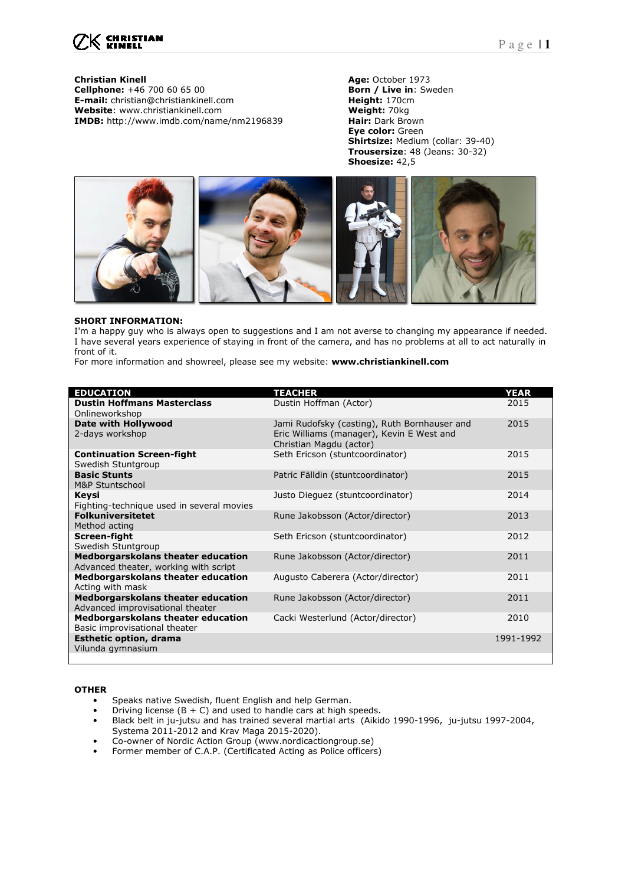**Christian Kinell**
**Cellphone:** +46 700 60 65 00
**E-mail:** christian@christiankinell.com
**Website**: www.christiankinell.com
**IMDB:** http://www.imdb.com/name/nm2196839

**Age:** October 1973
**Born / Live in**: Sweden
**Height:** 170cm
**Weight:** 70kg
**Hair:** Dark Brown
**Eye color:** Green
**Shirtsize:** Medium (collar: 39-40)
**Trousersize**: 48 (Jeans: 30-32)
**Shoesize:** 42,5

**SHORT INFORMATION:**
I'm a happy guy who is always open to suggestions and I am not averse to changing my appearance if needed. I have several years experience of staying in front of the camera, and has no problems at all to act naturally in front of it.
For more information and showreel, please see my website: **www.christiankinell.com**

| EDUCATION | TEACHER | YEAR |
|---|---|---|
| **Dustin Hoffmans Masterclass**<br>Onlineworkshop | Dustin Hoffman (Actor) | 2015 |
| **Date with Hollywood**<br>2-days workshop | Jami Rudofsky (casting), Ruth Bornhauser and Eric Williams (manager), Kevin E West and Christian Magdu (actor) | 2015 |
| **Continuation Screen-fight**<br>Swedish Stuntgroup | Seth Ericson (stuntcoordinator) | 2015 |
| **Basic Stunts**<br>M&P Stuntschool | Patric Fälldin (stuntcoordinator) | 2015 |
| **Keysi**<br>Fighting-technique used in several movies | Justo Dieguez (stuntcoordinator) | 2014 |
| **Folkuniversitetet**<br>Method acting | Rune Jakobsson (Actor/director) | 2013 |
| **Screen-fight**<br>Swedish Stuntgroup | Seth Ericson (stuntcoordinator) | 2012 |
| **Medborgarskolans theater education**<br>Advanced theater, working with script | Rune Jakobsson (Actor/director) | 2011 |
| **Medborgarskolans theater education**<br>Acting with mask | Augusto Caberera (Actor/director) | 2011 |
| **Medborgarskolans theater education**<br>Advanced improvisational theater | Rune Jakobsson (Actor/director) | 2011 |
| **Medborgarskolans theater education**<br>Basic improvisational theater | Cacki Westerlund (Actor/director) | 2010 |
| **Esthetic option, drama**<br>Vilunda gymnasium | | 1991-1992 |

**OTHER**

- Speaks native Swedish, fluent English and help German.
- Driving license (B + C) and used to handle cars at high speeds.
- Black belt in ju-jutsu and has trained several martial arts (Aikido 1990-1996, ju-jutsu 1997-2004, Systema 2011-2012 and Krav Maga 2015-2020).
- Co-owner of Nordic Action Group (www.nordicactiongroup.se)
- Former member of C.A.P. (Certificated Acting as Police officers)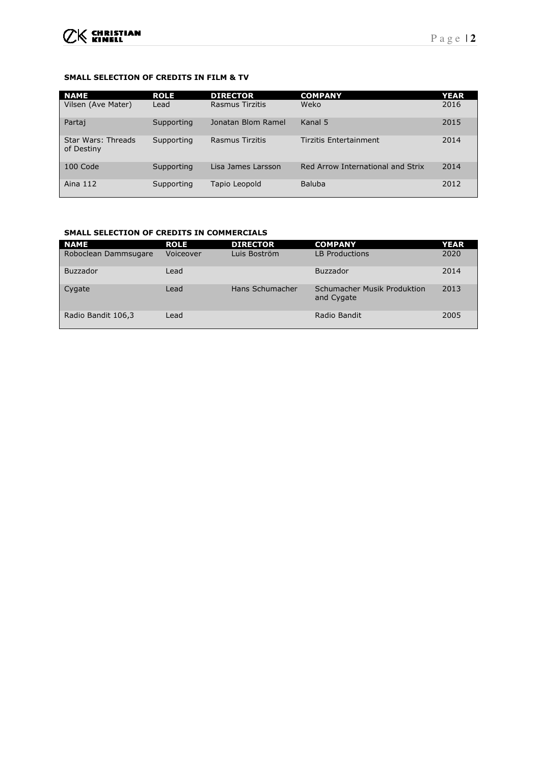**SMALL SELECTION OF CREDITS IN FILM & TV**

| NAME | ROLE | DIRECTOR | COMPANY | YEAR |
|---|---|---|---|---|
| Vilsen (Ave Mater) | Lead | Rasmus Tirzitis | Weko | 2016 |
| Partaj | Supporting | Jonatan Blom Ramel | Kanal 5 | 2015 |
| Star Wars: Threads of Destiny | Supporting | Rasmus Tirzitis | Tirzitis Entertainment | 2014 |
| 100 Code | Supporting | Lisa James Larsson | Red Arrow International and Strix | 2014 |
| Aina 112 | Supporting | Tapio Leopold | Baluba | 2012 |

**SMALL SELECTION OF CREDITS IN COMMERCIALS**

| NAME | ROLE | DIRECTOR | COMPANY | YEAR |
|---|---|---|---|---|
| Roboclean Dammsugare | Voiceover | Luis Boström | LB Productions | 2020 |
| Buzzador | Lead | | Buzzador | 2014 |
| Cygate | Lead | Hans Schumacher | Schumacher Musik Produktion and Cygate | 2013 |
| Radio Bandit 106,3 | Lead | | Radio Bandit | 2005 |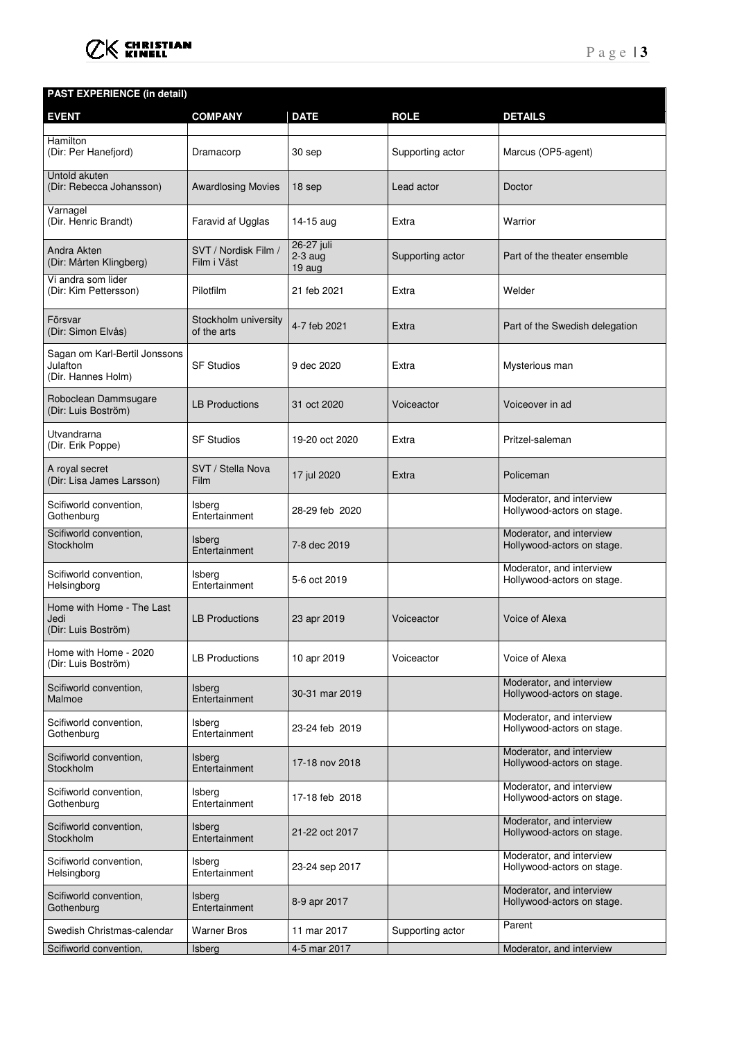**PAST EXPERIENCE (in detail)**

| EVENT | COMPANY | DATE | ROLE | DETAILS |
|---|---|---|---|---|
| Hamilton (Dir: Per Hanefjord) | Dramacorp | 30 sep | Supporting actor | Marcus (OP5-agent) |
| Untold akuten (Dir: Rebecca Johansson) | Awardlosing Movies | 18 sep | Lead actor | Doctor |
| Varnagel (Dir. Henric Brandt) | Faravid af Ugglas | 14-15 aug | Extra | Warrior |
| Andra Akten (Dir: Mårten Klingberg) | SVT / Nordisk Film / Film i Väst | 26-27 juli 2-3 aug 19 aug | Supporting actor | Part of the theater ensemble |
| Vi andra som lider (Dir: Kim Pettersson) | Pilotfilm | 21 feb 2021 | Extra | Welder |
| Försvar (Dir: Simon Elvås) | Stockholm university of the arts | 4-7 feb 2021 | Extra | Part of the Swedish delegation |
| Sagan om Karl-Bertil Jonssons Julafton (Dir. Hannes Holm) | SF Studios | 9 dec 2020 | Extra | Mysterious man |
| Roboclean Dammsugare (Dir: Luis Boström) | LB Productions | 31 oct 2020 | Voiceactor | Voiceover in ad |
| Utvandrarna (Dir. Erik Poppe) | SF Studios | 19-20 oct 2020 | Extra | Pritzel-saleman |
| A royal secret (Dir: Lisa James Larsson) | SVT / Stella Nova Film | 17 jul 2020 | Extra | Policeman |
| Scifiworld convention, Gothenburg | Isberg Entertainment | 28-29 feb 2020 | | Moderator, and interview Hollywood-actors on stage. |
| Scifiworld convention, Stockholm | Isberg Entertainment | 7-8 dec 2019 | | Moderator, and interview Hollywood-actors on stage. |
| Scifiworld convention, Helsingborg | Isberg Entertainment | 5-6 oct 2019 | | Moderator, and interview Hollywood-actors on stage. |
| Home with Home - The Last Jedi (Dir: Luis Boström) | LB Productions | 23 apr 2019 | Voiceactor | Voice of Alexa |
| Home with Home - 2020 (Dir: Luis Boström) | LB Productions | 10 apr 2019 | Voiceactor | Voice of Alexa |
| Scifiworld convention, Malmoe | Isberg Entertainment | 30-31 mar 2019 | | Moderator, and interview Hollywood-actors on stage. |
| Scifiworld convention, Gothenburg | Isberg Entertainment | 23-24 feb 2019 | | Moderator, and interview Hollywood-actors on stage. |
| Scifiworld convention, Stockholm | Isberg Entertainment | 17-18 nov 2018 | | Moderator, and interview Hollywood-actors on stage. |
| Scifiworld convention, Gothenburg | Isberg Entertainment | 17-18 feb 2018 | | Moderator, and interview Hollywood-actors on stage. |
| Scifiworld convention, Stockholm | Isberg Entertainment | 21-22 oct 2017 | | Moderator, and interview Hollywood-actors on stage. |
| Scifiworld convention, Helsingborg | Isberg Entertainment | 23-24 sep 2017 | | Moderator, and interview Hollywood-actors on stage. |
| Scifiworld convention, Gothenburg | Isberg Entertainment | 8-9 apr 2017 | | Moderator, and interview Hollywood-actors on stage. |
| Swedish Christmas-calendar | Warner Bros | 11 mar 2017 | Supporting actor | Parent |
| Scifiworld convention, | Isberg | 4-5 mar 2017 | | Moderator, and interview |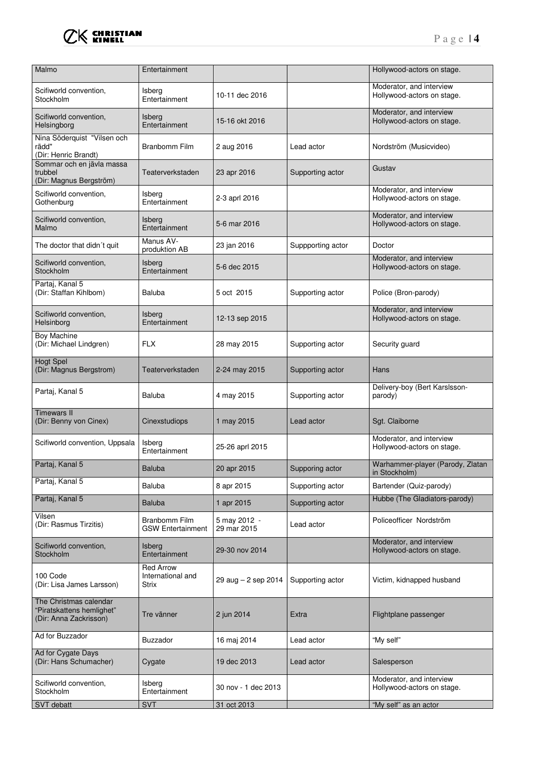| Malmo | Entertainment | | | Hollywood-actors on stage. |
|---|---|---|---|---|
| Scifiworld convention, Stockholm | Isberg Entertainment | 10-11 dec 2016 | | Moderator, and interview Hollywood-actors on stage. |
| Scifiworld convention, Helsingborg | Isberg Entertainment | 15-16 okt 2016 | | Moderator, and interview Hollywood-actors on stage. |
| Nina Söderquist "Vilsen och rädd" (Dir: Henric Brandt) | Branbomm Film | 2 aug 2016 | Lead actor | Nordström (Musicvideo) |
| Sommar och en jävla massa trubbel (Dir: Magnus Bergström) | Teaterverkstaden | 23 apr 2016 | Supporting actor | Gustav |
| Scifiworld convention, Gothenburg | Isberg Entertainment | 2-3 aprl 2016 | | Moderator, and interview Hollywood-actors on stage. |
| Scifiworld convention, Malmo | Isberg Entertainment | 5-6 mar 2016 | | Moderator, and interview Hollywood-actors on stage. |
| The doctor that didn´t quit | Manus AV-produktion AB | 23 jan 2016 | Suppporting actor | Doctor |
| Scifiworld convention, Stockholm | Isberg Entertainment | 5-6 dec 2015 | | Moderator, and interview Hollywood-actors on stage. |
| Partaj, Kanal 5 (Dir: Staffan Kihlbom) | Baluba | 5 oct 2015 | Supporting actor | Police (Bron-parody) |
| Scifiworld convention, Helsinborg | Isberg Entertainment | 12-13 sep 2015 | | Moderator, and interview Hollywood-actors on stage. |
| Boy Machine (Dir: Michael Lindgren) | FLX | 28 may 2015 | Supporting actor | Security guard |
| Hogt Spel (Dir: Magnus Bergstrom) | Teaterverkstaden | 2-24 may 2015 | Supporting actor | Hans |
| Partaj, Kanal 5 | Baluba | 4 may 2015 | Supporting actor | Delivery-boy (Bert Karslsson-parody) |
| Timewars II (Dir: Benny von Cinex) | Cinexstudiops | 1 may 2015 | Lead actor | Sgt. Claiborne |
| Scifiworld convention, Uppsala | Isberg Entertainment | 25-26 aprl 2015 | | Moderator, and interview Hollywood-actors on stage. |
| Partaj, Kanal 5 | Baluba | 20 apr 2015 | Supporing actor | Warhammer-player (Parody, Zlatan in Stockholm) |
| Partaj, Kanal 5 | Baluba | 8 apr 2015 | Supporting actor | Bartender (Quiz-parody) |
| Partaj, Kanal 5 | Baluba | 1 apr 2015 | Supporting actor | Hubbe (The Gladiators-parody) |
| Vilsen (Dir: Rasmus Tirzitis) | Branbomm Film GSW Entertainment | 5 may 2012 - 29 mar 2015 | Lead actor | Policeofficer Nordström |
| Scifiworld convention, Stockholm | Isberg Entertainment | 29-30 nov 2014 | | Moderator, and interview Hollywood-actors on stage. |
| 100 Code (Dir: Lisa James Larsson) | Red Arrow International and Strix | 29 aug – 2 sep 2014 | Supporting actor | Victim, kidnapped husband |
| The Christmas calendar "Piratskattens hemlighet" (Dir: Anna Zackrisson) | Tre vänner | 2 jun 2014 | Extra | Flightplane passenger |
| Ad for Buzzador | Buzzador | 16 maj 2014 | Lead actor | "My self" |
| Ad for Cygate Days (Dir: Hans Schumacher) | Cygate | 19 dec 2013 | Lead actor | Salesperson |
| Scifiworld convention, Stockholm | Isberg Entertainment | 30 nov - 1 dec 2013 | | Moderator, and interview Hollywood-actors on stage. |
| SVT debatt | SVT | 31 oct 2013 | | "My self" as an actor |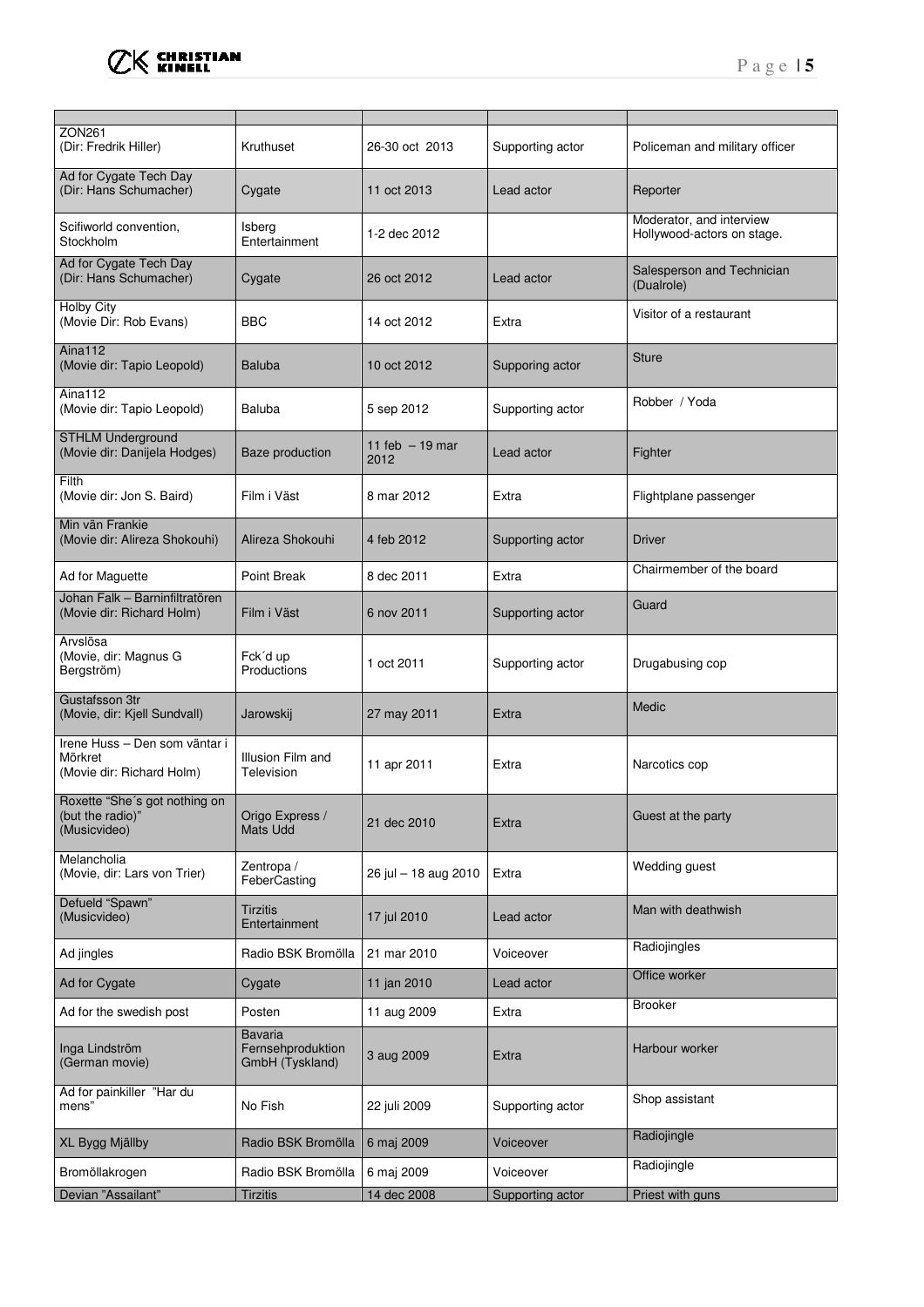| | | | | |
|---|---|---|---|---|
| ZON261 (Dir: Fredrik Hiller) | Kruthuset | 26-30 oct 2013 | Supporting actor | Policeman and military officer |
| Ad for Cygate Tech Day (Dir: Hans Schumacher) | Cygate | 11 oct 2013 | Lead actor | Reporter |
| Scifiworld convention, Stockholm | Isberg Entertainment | 1-2 dec 2012 | | Moderator, and interview Hollywood-actors on stage. |
| Ad for Cygate Tech Day (Dir: Hans Schumacher) | Cygate | 26 oct 2012 | Lead actor | Salesperson and Technician (Dualrole) |
| Holby City (Movie Dir: Rob Evans) | BBC | 14 oct 2012 | Extra | Visitor of a restaurant |
| Aina112 (Movie dir: Tapio Leopold) | Baluba | 10 oct 2012 | Supporing actor | Sture |
| Aina112 (Movie dir: Tapio Leopold) | Baluba | 5 sep 2012 | Supporting actor | Robber / Yoda |
| STHLM Underground (Movie dir: Danijela Hodges) | Baze production | 11 feb – 19 mar 2012 | Lead actor | Fighter |
| Filth (Movie dir: Jon S. Baird) | Film i Väst | 8 mar 2012 | Extra | Flightplane passenger |
| Min vän Frankie (Movie dir: Alireza Shokouhi) | Alireza Shokouhi | 4 feb 2012 | Supporting actor | Driver |
| Ad for Maguette | Point Break | 8 dec 2011 | Extra | Chairmember of the board |
| Johan Falk – Barninfiltratören (Movie dir: Richard Holm) | Film i Väst | 6 nov 2011 | Supporting actor | Guard |
| Arvslösa (Movie, dir: Magnus G Bergström) | Fck´d up Productions | 1 oct 2011 | Supporting actor | Drugabusing cop |
| Gustafsson 3tr (Movie, dir: Kjell Sundvall) | Jarowskij | 27 may 2011 | Extra | Medic |
| Irene Huss – Den som väntar i Mörkret (Movie dir: Richard Holm) | Illusion Film and Television | 11 apr 2011 | Extra | Narcotics cop |
| Roxette "She´s got nothing on (but the radio)" (Musicvideo) | Origo Express / Mats Udd | 21 dec 2010 | Extra | Guest at the party |
| Melancholia (Movie, dir: Lars von Trier) | Zentropa / FeberCasting | 26 jul – 18 aug 2010 | Extra | Wedding guest |
| Defueld "Spawn" (Musicvideo) | Tirzitis Entertainment | 17 jul 2010 | Lead actor | Man with deathwish |
| Ad jingles | Radio BSK Bromölla | 21 mar 2010 | Voiceover | Radiojingles |
| Ad for Cygate | Cygate | 11 jan 2010 | Lead actor | Office worker |
| Ad for the swedish post | Posten | 11 aug 2009 | Extra | Brooker |
| Inga Lindström (German movie) | Bavaria Fernsehproduktion GmbH (Tyskland) | 3 aug 2009 | Extra | Harbour worker |
| Ad for painkiller "Har du mens" | No Fish | 22 juli 2009 | Supporting actor | Shop assistant |
| XL Bygg Mjällby | Radio BSK Bromölla | 6 maj 2009 | Voiceover | Radiojingle |
| Bromöllakrogen | Radio BSK Bromölla | 6 maj 2009 | Voiceover | Radiojingle |
| Devian "Assailant" | Tirzitis | 14 dec 2008 | Supporting actor | Priest with guns |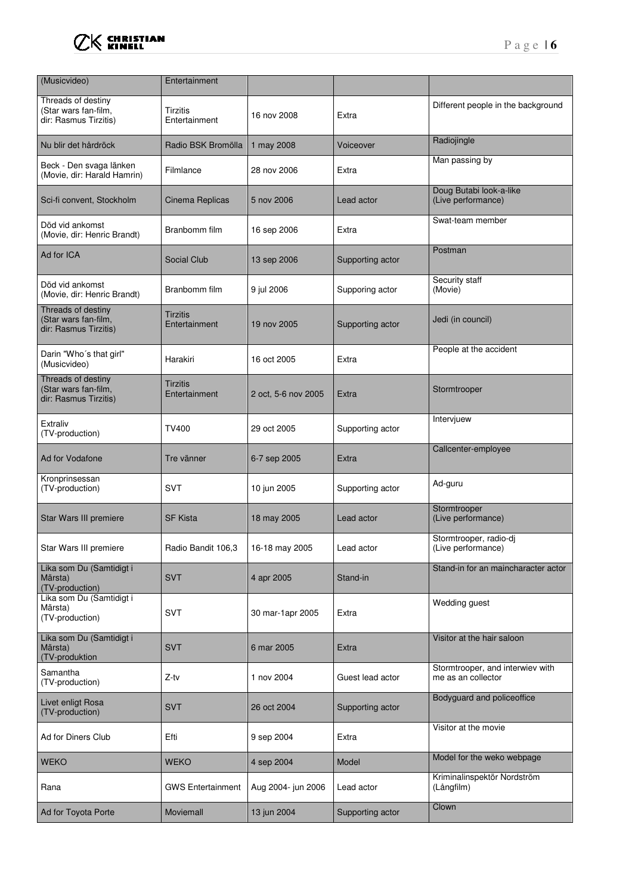| (Musicvideo) | Entertainment | | | |
|---|---|---|---|---|
| Threads of destiny (Star wars fan-film, dir: Rasmus Tirzitis) | Tirzitis Entertainment | 16 nov 2008 | Extra | Different people in the background |
| Nu blir det hårdröck | Radio BSK Bromölla | 1 may 2008 | Voiceover | Radiojingle |
| Beck - Den svaga länken (Movie, dir: Harald Hamrin) | Filmlance | 28 nov 2006 | Extra | Man passing by |
| Sci-fi convent, Stockholm | Cinema Replicas | 5 nov 2006 | Lead actor | Doug Butabi look-a-like (Live performance) |
| Död vid ankomst (Movie, dir: Henric Brandt) | Branbomm film | 16 sep 2006 | Extra | Swat-team member |
| Ad for ICA | Social Club | 13 sep 2006 | Supporting actor | Postman |
| Död vid ankomst (Movie, dir: Henric Brandt) | Branbomm film | 9 jul 2006 | Supporing actor | Security staff (Movie) |
| Threads of destiny (Star wars fan-film, dir: Rasmus Tirzitis) | Tirzitis Entertainment | 19 nov 2005 | Supporting actor | Jedi (in council) |
| Darin "Who´s that girl" (Musicvideo) | Harakiri | 16 oct 2005 | Extra | People at the accident |
| Threads of destiny (Star wars fan-film, dir: Rasmus Tirzitis) | Tirzitis Entertainment | 2 oct, 5-6 nov 2005 | Extra | Stormtrooper |
| Extraliv (TV-production) | TV400 | 29 oct 2005 | Supporting actor | Intervjuew |
| Ad for Vodafone | Tre vänner | 6-7 sep 2005 | Extra | Callcenter-employee |
| Kronprinsessan (TV-production) | SVT | 10 jun 2005 | Supporting actor | Ad-guru |
| Star Wars III premiere | SF Kista | 18 may 2005 | Lead actor | Stormtrooper (Live performance) |
| Star Wars III premiere | Radio Bandit 106,3 | 16-18 may 2005 | Lead actor | Stormtrooper, radio-dj (Live performance) |
| Lika som Du (Samtidigt i Märsta) (TV-production) | SVT | 4 apr 2005 | Stand-in | Stand-in for an maincharacter actor |
| Lika som Du (Samtidigt i Märsta) (TV-production) | SVT | 30 mar-1apr 2005 | Extra | Wedding guest |
| Lika som Du (Samtidigt i Märsta) (TV-produktion | SVT | 6 mar 2005 | Extra | Visitor at the hair saloon |
| Samantha (TV-production) | Z-tv | 1 nov 2004 | Guest lead actor | Stormtrooper, and interwiev with me as an collector |
| Livet enligt Rosa (TV-production) | SVT | 26 oct 2004 | Supporting actor | Bodyguard and policeoffice |
| Ad for Diners Club | Efti | 9 sep 2004 | Extra | Visitor at the movie |
| WEKO | WEKO | 4 sep 2004 | Model | Model for the weko webpage |
| Rana | GWS Entertainment | Aug 2004- jun 2006 | Lead actor | Kriminalinspektör Nordström (Långfilm) |
| Ad for Toyota Porte | Moviemall | 13 jun 2004 | Supporting actor | Clown |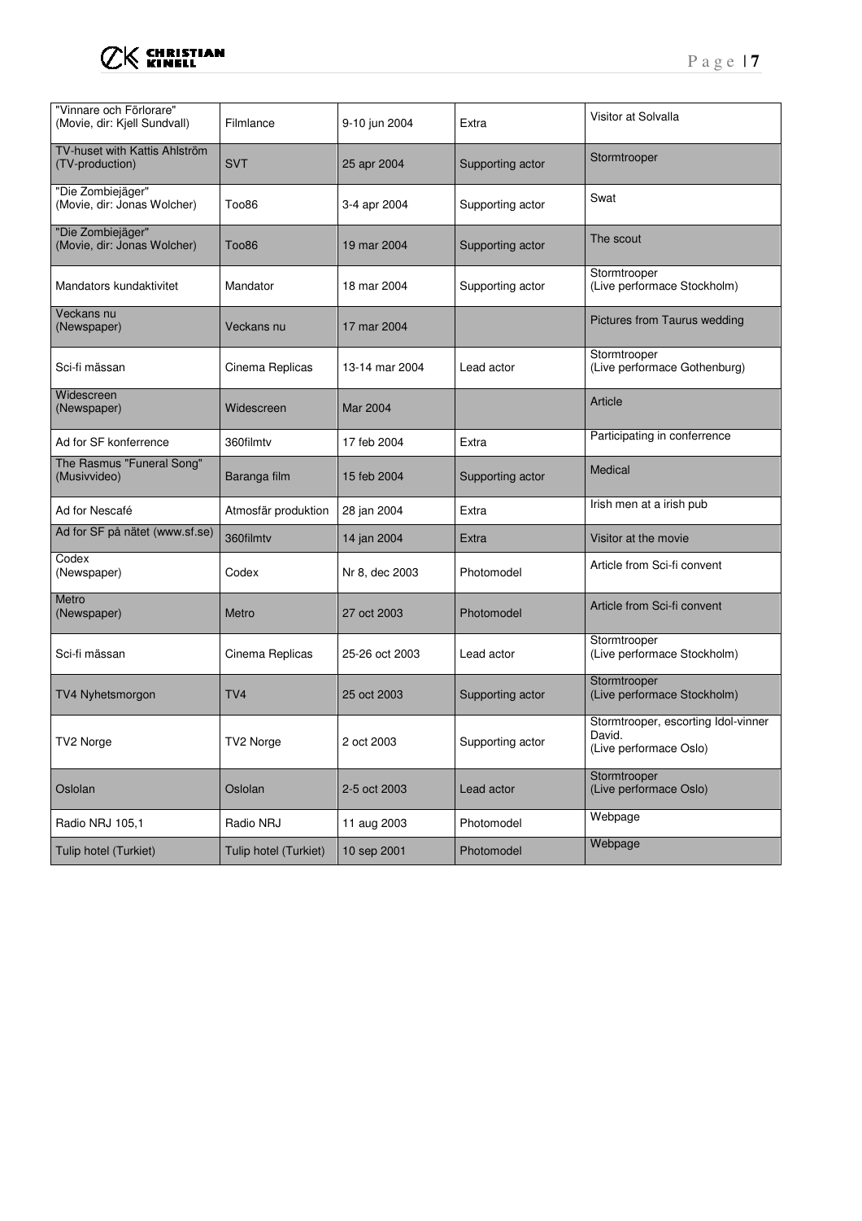| | | | | |
|---|---|---|---|---|
| "Vinnare och Förlorare" (Movie, dir: Kjell Sundvall) | Filmlance | 9-10 jun 2004 | Extra | Visitor at Solvalla |
| TV-huset with Kattis Ahlström (TV-production) | SVT | 25 apr 2004 | Supporting actor | Stormtrooper |
| "Die Zombiejäger" (Movie, dir: Jonas Wolcher) | Too86 | 3-4 apr 2004 | Supporting actor | Swat |
| "Die Zombiejäger" (Movie, dir: Jonas Wolcher) | Too86 | 19 mar 2004 | Supporting actor | The scout |
| Mandators kundaktivitet | Mandator | 18 mar 2004 | Supporting actor | Stormtrooper (Live performace Stockholm) |
| Veckans nu (Newspaper) | Veckans nu | 17 mar 2004 | | Pictures from Taurus wedding |
| Sci-fi mässan | Cinema Replicas | 13-14 mar 2004 | Lead actor | Stormtrooper (Live performace Gothenburg) |
| Widescreen (Newspaper) | Widescreen | Mar 2004 | | Article |
| Ad for SF konferrence | 360filmtv | 17 feb 2004 | Extra | Participating in conferrence |
| The Rasmus "Funeral Song" (Musivvideo) | Baranga film | 15 feb 2004 | Supporting actor | Medical |
| Ad for Nescafé | Atmosfär produktion | 28 jan 2004 | Extra | Irish men at a irish pub |
| Ad for SF på nätet (www.sf.se) | 360filmtv | 14 jan 2004 | Extra | Visitor at the movie |
| Codex (Newspaper) | Codex | Nr 8, dec 2003 | Photomodel | Article from Sci-fi convent |
| Metro (Newspaper) | Metro | 27 oct 2003 | Photomodel | Article from Sci-fi convent |
| Sci-fi mässan | Cinema Replicas | 25-26 oct 2003 | Lead actor | Stormtrooper (Live performace Stockholm) |
| TV4 Nyhetsmorgon | TV4 | 25 oct 2003 | Supporting actor | Stormtrooper (Live performace Stockholm) |
| TV2 Norge | TV2 Norge | 2 oct 2003 | Supporting actor | Stormtrooper, escorting Idol-vinner David. (Live performace Oslo) |
| Oslolan | Oslolan | 2-5 oct 2003 | Lead actor | Stormtrooper (Live performace Oslo) |
| Radio NRJ 105,1 | Radio NRJ | 11 aug 2003 | Photomodel | Webpage |
| Tulip hotel (Turkiet) | Tulip hotel (Turkiet) | 10 sep 2001 | Photomodel | Webpage |